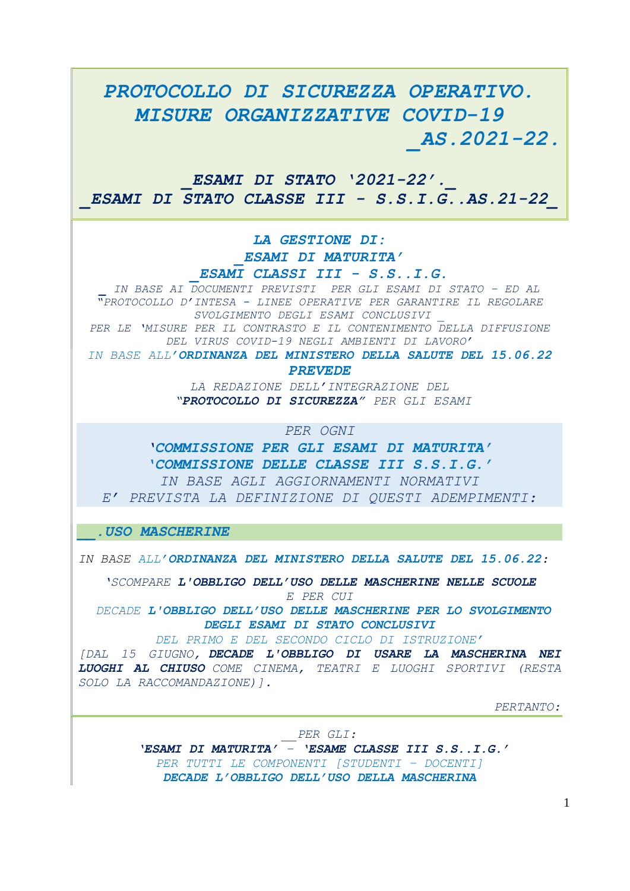# *PROTOCOLLO DI SICUREZZA OPERATIVO. MISURE ORGANIZZATIVE COVID-19 _AS.2021-22.*

## *_ESAMI DI STATO '2021-22'._*
## *_ESAMI DI STATO CLASSE III - S.S.I.G..AS.21-22_*

***LA GESTIONE DI:***
***_ESAMI DI MATURITA'***
***_ESAMI CLASSI III - S.S..I.G.***

*_ IN BASE AI DOCUMENTI PREVISTI PER GLI ESAMI DI STATO - ED AL "PROTOCOLLO D'INTESA - LINEE OPERATIVE PER GARANTIRE IL REGOLARE SVOLGIMENTO DEGLI ESAMI CONCLUSIVI _*
*PER LE 'MISURE PER IL CONTRASTO E IL CONTENIMENTO DELLA DIFFUSIONE DEL VIRUS COVID-19 NEGLI AMBIENTI DI LAVORO'*
*IN BASE ALL'**ORDINANZA DEL MINISTERO DELLA SALUTE DEL 15.06.22***
***PREVEDE***
*LA REDAZIONE DELL'INTEGRAZIONE DEL* ***"PROTOCOLLO DI SICUREZZA"*** *PER GLI ESAMI*

*PER OGNI*
***'COMMISSIONE PER GLI ESAMI DI MATURITA'***
***'COMMISSIONE DELLE CLASSE III S.S.I.G.'***
*IN BASE AGLI AGGIORNAMENTI NORMATIVI*
*E' PREVISTA LA DEFINIZIONE DI QUESTI ADEMPIMENTI:*

### *__.USO MASCHERINE*

*IN BASE ALL'**ORDINANZA DEL MINISTERO DELLA SALUTE DEL 15.06.22:***

*'SCOMPARE **L'OBBLIGO DELL'USO DELLE MASCHERINE NELLE SCUOLE** E PER CUI*
*DECADE **L'OBBLIGO DELL'USO DELLE MASCHERINE PER LO SVOLGIMENTO DEGLI ESAMI DI STATO CONCLUSIVI** DEL PRIMO E DEL SECONDO CICLO DI ISTRUZIONE'*
*[DAL 15 GIUGNO, **DECADE L'OBBLIGO DI USARE LA MASCHERINA NEI LUOGHI AL CHIUSO** COME CINEMA, TEATRI E LUOGHI SPORTIVI (RESTA SOLO LA RACCOMANDAZIONE)].*

*PERTANTO:*

*__PER GLI:*
***'ESAMI DI MATURITA'** - **'ESAME CLASSE III S.S..I.G.'***
*PER TUTTI LE COMPONENTI [STUDENTI - DOCENTI]*
***DECADE L'OBBLIGO DELL'USO DELLA MASCHERINA***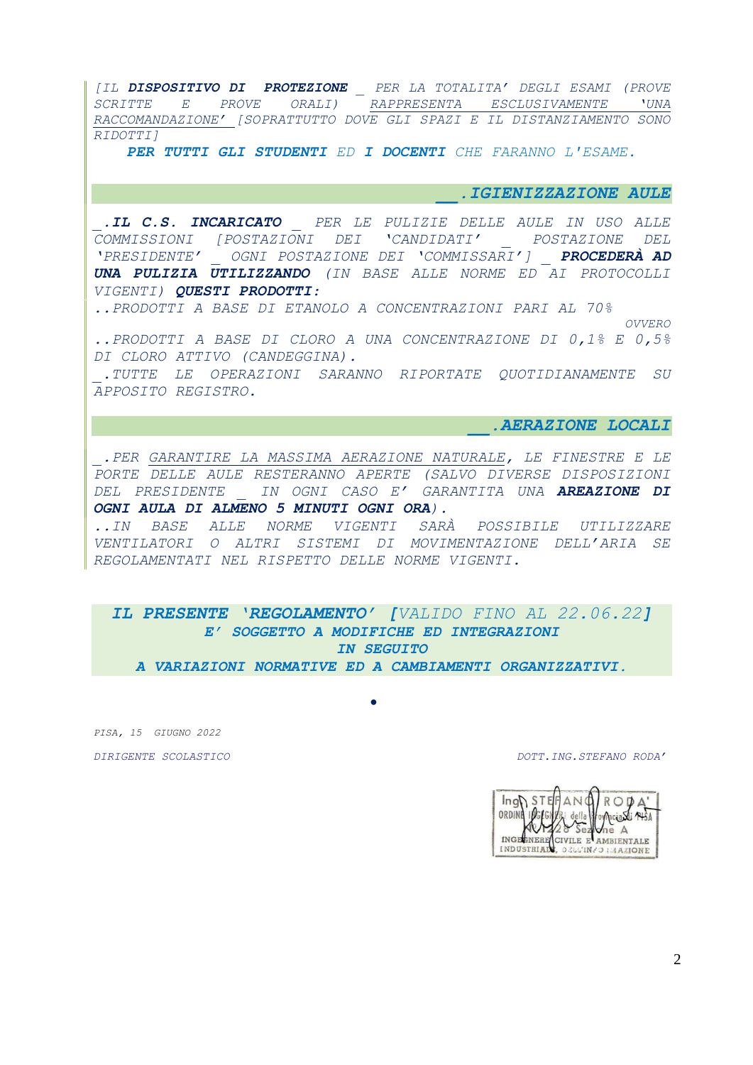*[IL **DISPOSITIVO DI PROTEZIONE** _ PER LA TOTALITA' DEGLI ESAMI (PROVE SCRITTE E PROVE ORALI) RAPPRESENTA ESCLUSIVAMENTE 'UNA RACCOMANDAZIONE' [SOPRATTUTTO DOVE GLI SPAZI E IL DISTANZIAMENTO SONO RIDOTTI]*

***PER TUTTI GLI STUDENTI** ED **I DOCENTI** CHE FARANNO L'ESAME.*

## ***___.IGIENIZZAZIONE AULE***

*_.**IL C.S. INCARICATO** _ PER LE PULIZIE DELLE AULE IN USO ALLE COMMISSIONI [POSTAZIONI DEI 'CANDIDATI' _ POSTAZIONE DEL 'PRESIDENTE' _ OGNI POSTAZIONE DEI 'COMMISSARI'] _ **PROCEDERÀ AD UNA PULIZIA UTILIZZANDO** (IN BASE ALLE NORME ED AI PROTOCOLLI VIGENTI) **QUESTI PRODOTTI:***

*..PRODOTTI A BASE DI ETANOLO A CONCENTRAZIONI PARI AL 70%*

*OVVERO*

*..PRODOTTI A BASE DI CLORO A UNA CONCENTRAZIONE DI 0,1% E 0,5% DI CLORO ATTIVO (CANDEGGINA).*

*_.TUTTE LE OPERAZIONI SARANNO RIPORTATE QUOTIDIANAMENTE SU APPOSITO REGISTRO.*

## ***___.AERAZIONE LOCALI***

*_.PER GARANTIRE LA MASSIMA AERAZIONE NATURALE, LE FINESTRE E LE PORTE DELLE AULE RESTERANNO APERTE (SALVO DIVERSE DISPOSIZIONI DEL PRESIDENTE _ IN OGNI CASO E' GARANTITA UNA **AREAZIONE DI OGNI AULA DI ALMENO 5 MINUTI OGNI ORA**).*

*..IN BASE ALLE NORME VIGENTI SARÀ POSSIBILE UTILIZZARE VENTILATORI O ALTRI SISTEMI DI MOVIMENTAZIONE DELL'ARIA SE REGOLAMENTATI NEL RISPETTO DELLE NORME VIGENTI.*

***IL PRESENTE 'REGOLAMENTO' [**VALIDO FINO AL 22.06.22**]***
***E' SOGGETTO A MODIFICHE ED INTEGRAZIONI***
***IN SEGUITO***
***A VARIAZIONI NORMATIVE ED A CAMBIAMENTI ORGANIZZATIVI.***

•

*PISA, 15 GIUGNO 2022*

*DIRIGENTE SCOLASTICO* *DOTT.ING.STEFANO RODA'*

Ing. STEFANO RODA'
ORDINE INGEGNERI della Provincia di PISA
N. 1228 Sezione A
INGEGNERE CIVILE E AMBIENTALE
INDUSTRIALE, DELL'INFORMAZIONE